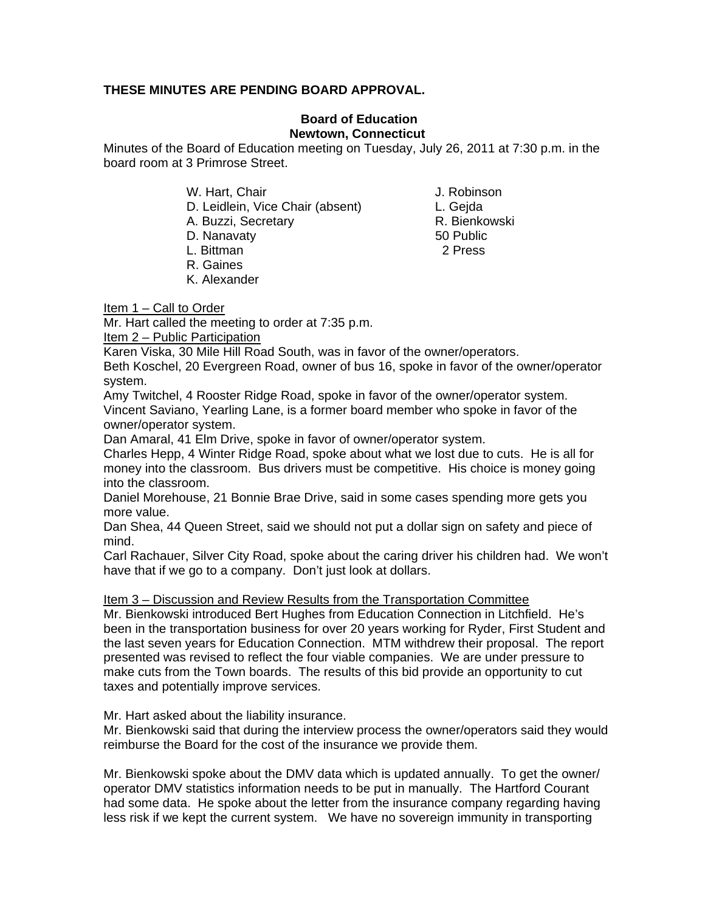**THESE MINUTES ARE PENDING BOARD APPROVAL.**

**Board of Education**
**Newtown, Connecticut**

Minutes of the Board of Education meeting on Tuesday, July 26, 2011 at 7:30 p.m. in the board room at 3 Primrose Street.

W. Hart, Chair
D. Leidlein, Vice Chair (absent)
A. Buzzi, Secretary
D. Nanavaty
L. Bittman
R. Gaines
K. Alexander
J. Robinson
L. Gejda
R. Bienkowski
50 Public
2 Press

Item 1 – Call to Order

Mr. Hart called the meeting to order at 7:35 p.m.

Item 2 – Public Participation

Karen Viska, 30 Mile Hill Road South, was in favor of the owner/operators.

Beth Koschel, 20 Evergreen Road, owner of bus 16, spoke in favor of the owner/operator system.

Amy Twitchel, 4 Rooster Ridge Road, spoke in favor of the owner/operator system.

Vincent Saviano, Yearling Lane, is a former board member who spoke in favor of the owner/operator system.

Dan Amaral, 41 Elm Drive, spoke in favor of owner/operator system.

Charles Hepp, 4 Winter Ridge Road, spoke about what we lost due to cuts. He is all for money into the classroom. Bus drivers must be competitive. His choice is money going into the classroom.

Daniel Morehouse, 21 Bonnie Brae Drive, said in some cases spending more gets you more value.

Dan Shea, 44 Queen Street, said we should not put a dollar sign on safety and piece of mind.

Carl Rachauer, Silver City Road, spoke about the caring driver his children had. We won't have that if we go to a company. Don't just look at dollars.

Item 3 – Discussion and Review Results from the Transportation Committee

Mr. Bienkowski introduced Bert Hughes from Education Connection in Litchfield. He's been in the transportation business for over 20 years working for Ryder, First Student and the last seven years for Education Connection. MTM withdrew their proposal. The report presented was revised to reflect the four viable companies. We are under pressure to make cuts from the Town boards. The results of this bid provide an opportunity to cut taxes and potentially improve services.

Mr. Hart asked about the liability insurance.

Mr. Bienkowski said that during the interview process the owner/operators said they would reimburse the Board for the cost of the insurance we provide them.

Mr. Bienkowski spoke about the DMV data which is updated annually. To get the owner/ operator DMV statistics information needs to be put in manually. The Hartford Courant had some data. He spoke about the letter from the insurance company regarding having less risk if we kept the current system. We have no sovereign immunity in transporting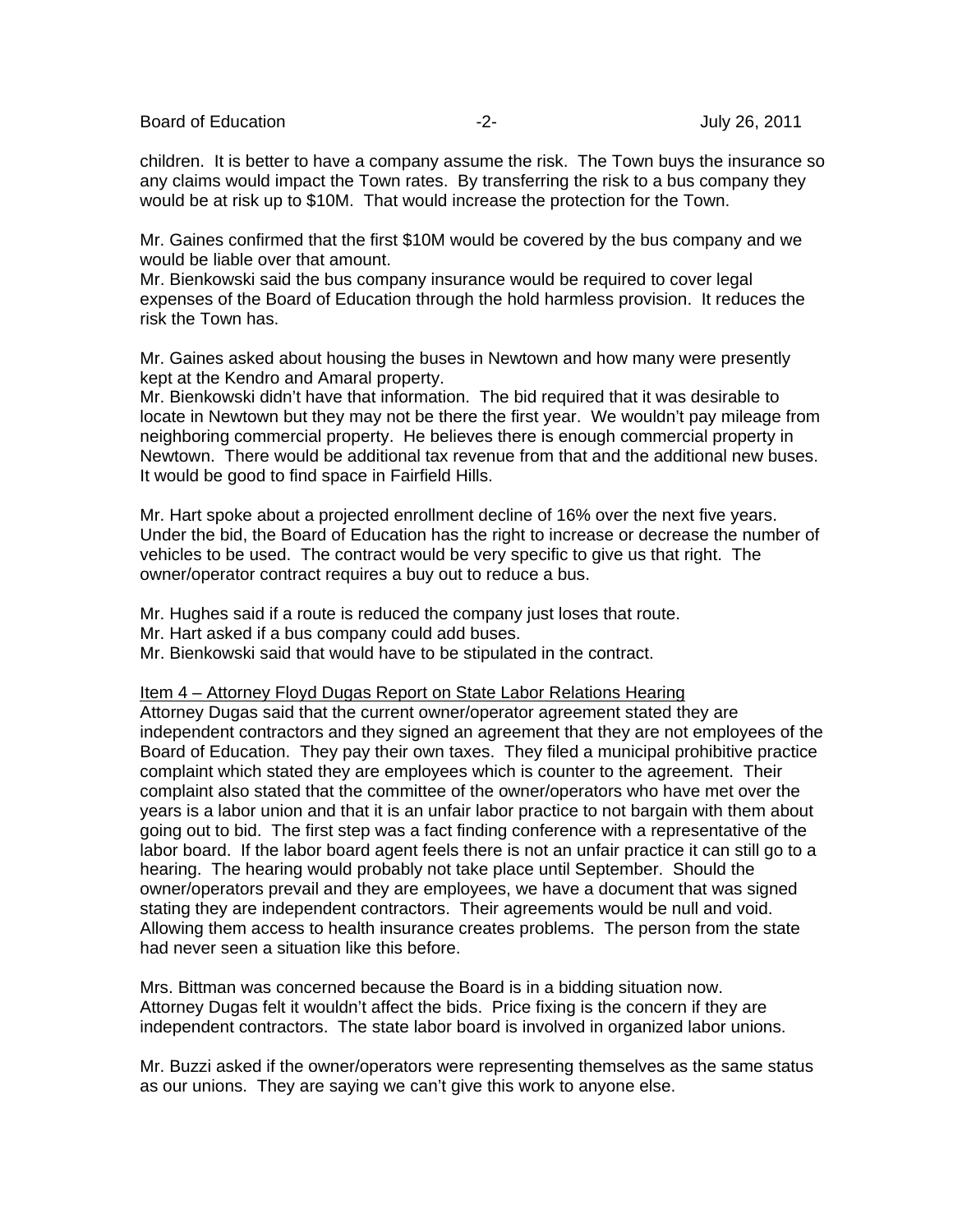children. It is better to have a company assume the risk. The Town buys the insurance so any claims would impact the Town rates. By transferring the risk to a bus company they would be at risk up to $10M. That would increase the protection for the Town.

Mr. Gaines confirmed that the first $10M would be covered by the bus company and we would be liable over that amount.
Mr. Bienkowski said the bus company insurance would be required to cover legal expenses of the Board of Education through the hold harmless provision. It reduces the risk the Town has.

Mr. Gaines asked about housing the buses in Newtown and how many were presently kept at the Kendro and Amaral property.
Mr. Bienkowski didn't have that information. The bid required that it was desirable to locate in Newtown but they may not be there the first year. We wouldn't pay mileage from neighboring commercial property. He believes there is enough commercial property in Newtown. There would be additional tax revenue from that and the additional new buses. It would be good to find space in Fairfield Hills.

Mr. Hart spoke about a projected enrollment decline of 16% over the next five years. Under the bid, the Board of Education has the right to increase or decrease the number of vehicles to be used. The contract would be very specific to give us that right. The owner/operator contract requires a buy out to reduce a bus.

Mr. Hughes said if a route is reduced the company just loses that route.
Mr. Hart asked if a bus company could add buses.
Mr. Bienkowski said that would have to be stipulated in the contract.

<u>Item 4 – Attorney Floyd Dugas Report on State Labor Relations Hearing</u>
Attorney Dugas said that the current owner/operator agreement stated they are independent contractors and they signed an agreement that they are not employees of the Board of Education. They pay their own taxes. They filed a municipal prohibitive practice complaint which stated they are employees which is counter to the agreement. Their complaint also stated that the committee of the owner/operators who have met over the years is a labor union and that it is an unfair labor practice to not bargain with them about going out to bid. The first step was a fact finding conference with a representative of the labor board. If the labor board agent feels there is not an unfair practice it can still go to a hearing. The hearing would probably not take place until September. Should the owner/operators prevail and they are employees, we have a document that was signed stating they are independent contractors. Their agreements would be null and void. Allowing them access to health insurance creates problems. The person from the state had never seen a situation like this before.

Mrs. Bittman was concerned because the Board is in a bidding situation now.
Attorney Dugas felt it wouldn't affect the bids. Price fixing is the concern if they are independent contractors. The state labor board is involved in organized labor unions.

Mr. Buzzi asked if the owner/operators were representing themselves as the same status as our unions. They are saying we can't give this work to anyone else.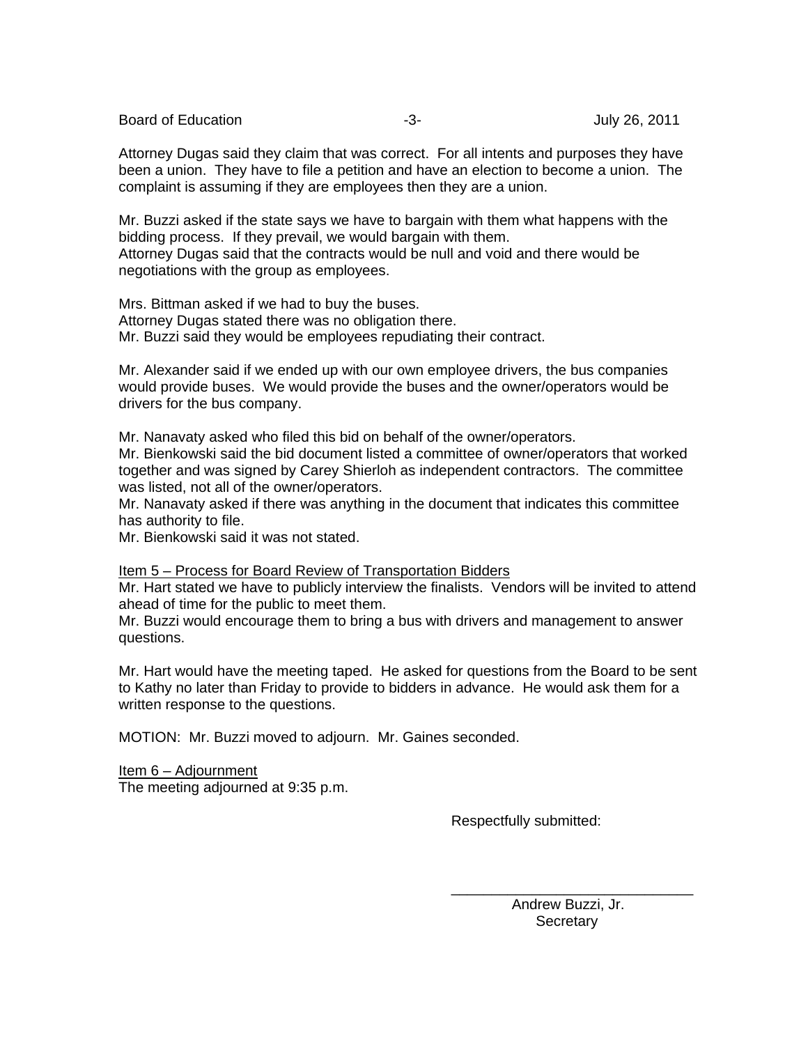Attorney Dugas said they claim that was correct. For all intents and purposes they have been a union. They have to file a petition and have an election to become a union. The complaint is assuming if they are employees then they are a union.

Mr. Buzzi asked if the state says we have to bargain with them what happens with the bidding process. If they prevail, we would bargain with them.
Attorney Dugas said that the contracts would be null and void and there would be negotiations with the group as employees.

Mrs. Bittman asked if we had to buy the buses.
Attorney Dugas stated there was no obligation there.
Mr. Buzzi said they would be employees repudiating their contract.

Mr. Alexander said if we ended up with our own employee drivers, the bus companies would provide buses. We would provide the buses and the owner/operators would be drivers for the bus company.

Mr. Nanavaty asked who filed this bid on behalf of the owner/operators.
Mr. Bienkowski said the bid document listed a committee of owner/operators that worked together and was signed by Carey Shierloh as independent contractors. The committee was listed, not all of the owner/operators.
Mr. Nanavaty asked if there was anything in the document that indicates this committee has authority to file.
Mr. Bienkowski said it was not stated.

<u>Item 5 – Process for Board Review of Transportation Bidders</u>
Mr. Hart stated we have to publicly interview the finalists. Vendors will be invited to attend ahead of time for the public to meet them.
Mr. Buzzi would encourage them to bring a bus with drivers and management to answer questions.

Mr. Hart would have the meeting taped. He asked for questions from the Board to be sent to Kathy no later than Friday to provide to bidders in advance. He would ask them for a written response to the questions.

MOTION: Mr. Buzzi moved to adjourn. Mr. Gaines seconded.

<u>Item 6 – Adjournment</u>
The meeting adjourned at 9:35 p.m.

Respectfully submitted:

\_\_\_\_\_\_\_\_\_\_\_\_\_\_\_\_\_\_\_\_\_\_\_\_\_\_\_\_\_\_
Andrew Buzzi, Jr.
Secretary